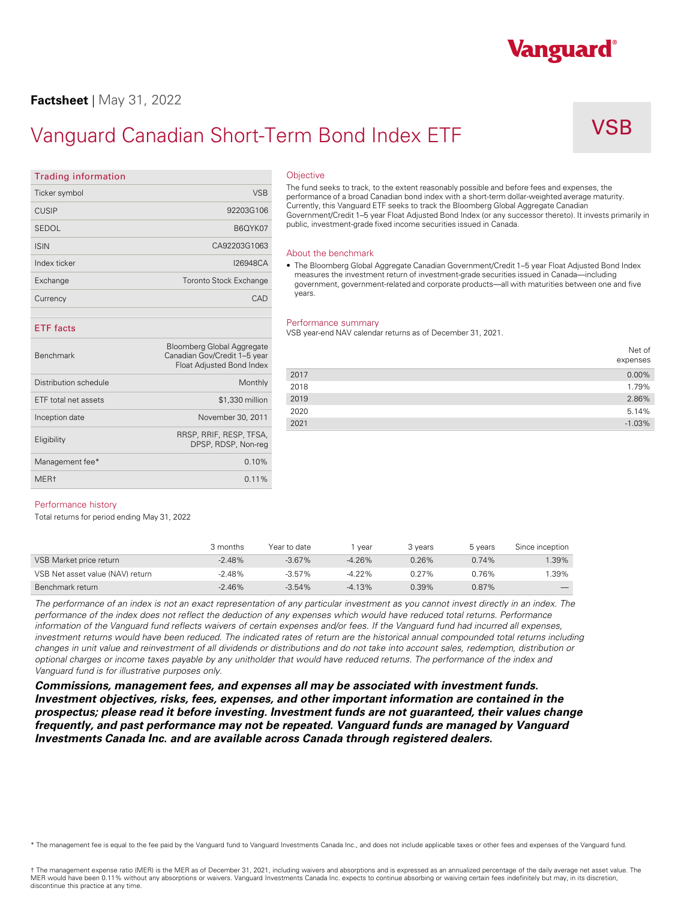**Factsheet** | May 31, 2022

# Vanguard Canadian Short-Term Bond Index ETF

VSB

## Trading information

| | |
|---|---|
| Ticker symbol | VSB |
| CUSIP | 92203G106 |
| SEDOL | B6QYK07 |
| ISIN | CA92203G1063 |
| Index ticker | I26948CA |
| Exchange | Toronto Stock Exchange |
| Currency | CAD |

## ETF facts

| | |
|---|---|
| Benchmark | Bloomberg Global Aggregate Canadian Gov/Credit 1–5 year Float Adjusted Bond Index |
| Distribution schedule | Monthly |
| ETF total net assets | $1,330 million |
| Inception date | November 30, 2011 |
| Eligibility | RRSP, RRIF, RESP, TFSA, DPSP, RDSP, Non-reg |
| Management fee* | 0.10% |
| MER† | 0.11% |

## Objective

The fund seeks to track, to the extent reasonably possible and before fees and expenses, the performance of a broad Canadian bond index with a short-term dollar-weighted average maturity. Currently, this Vanguard ETF seeks to track the Bloomberg Global Aggregate Canadian Government/Credit 1–5 year Float Adjusted Bond Index (or any successor thereto). It invests primarily in public, investment-grade fixed income securities issued in Canada.

## About the benchmark

- The Bloomberg Global Aggregate Canadian Government/Credit 1–5 year Float Adjusted Bond Index measures the investment return of investment-grade securities issued in Canada—including government, government-related and corporate products—all with maturities between one and five years.

## Performance summary

VSB year-end NAV calendar returns as of December 31, 2021.

| | Net of expenses |
|---|---|
| 2017 | 0.00% |
| 2018 | 1.79% |
| 2019 | 2.86% |
| 2020 | 5.14% |
| 2021 | -1.03% |

## Performance history

Total returns for period ending May 31, 2022

| | 3 months | Year to date | 1 year | 3 years | 5 years | Since inception |
|---|---|---|---|---|---|---|
| VSB Market price return | -2.48% | -3.67% | -4.26% | 0.26% | 0.74% | 1.39% |
| VSB Net asset value (NAV) return | -2.48% | -3.57% | -4.22% | 0.27% | 0.76% | 1.39% |
| Benchmark return | -2.46% | -3.54% | -4.13% | 0.39% | 0.87% | — |

*The performance of an index is not an exact representation of any particular investment as you cannot invest directly in an index. The performance of the index does not reflect the deduction of any expenses which would have reduced total returns. Performance information of the Vanguard fund reflects waivers of certain expenses and/or fees. If the Vanguard fund had incurred all expenses, investment returns would have been reduced. The indicated rates of return are the historical annual compounded total returns including changes in unit value and reinvestment of all dividends or distributions and do not take into account sales, redemption, distribution or optional charges or income taxes payable by any unitholder that would have reduced returns. The performance of the index and Vanguard fund is for illustrative purposes only.*

***Commissions, management fees, and expenses all may be associated with investment funds. Investment objectives, risks, fees, expenses, and other important information are contained in the prospectus; please read it before investing. Investment funds are not guaranteed, their values change frequently, and past performance may not be repeated. Vanguard funds are managed by Vanguard Investments Canada Inc. and are available across Canada through registered dealers.***

\* The management fee is equal to the fee paid by the Vanguard fund to Vanguard Investments Canada Inc., and does not include applicable taxes or other fees and expenses of the Vanguard fund.

† The management expense ratio (MER) is the MER as of December 31, 2021, including waivers and absorptions and is expressed as an annualized percentage of the daily average net asset value. The MER would have been 0.11% without any absorptions or waivers. Vanguard Investments Canada Inc. expects to continue absorbing or waiving certain fees indefinitely but may, in its discretion, discontinue this practice at any time.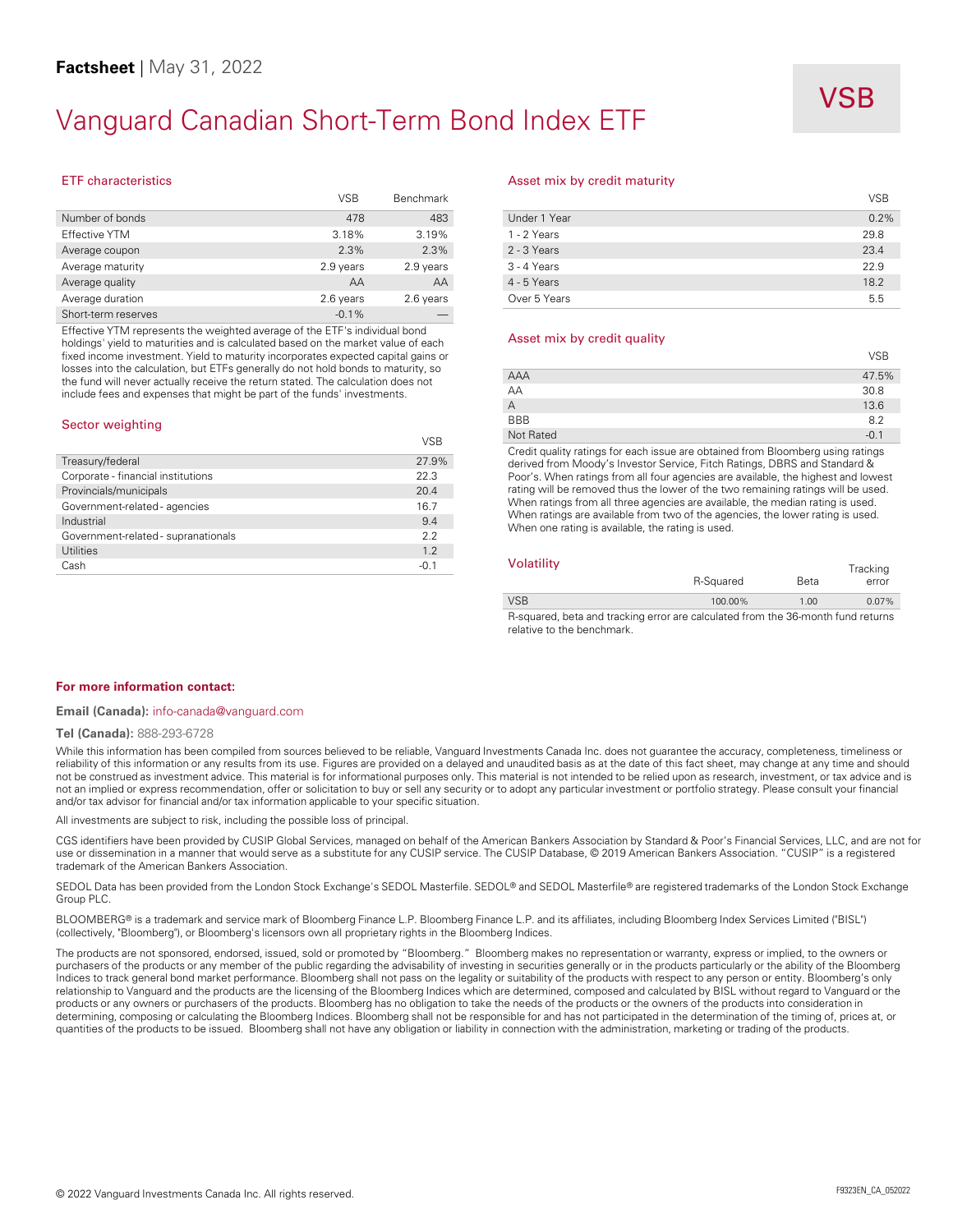**Factsheet** | May 31, 2022

# Vanguard Canadian Short-Term Bond Index ETF

VSB

## ETF characteristics

| | VSB | Benchmark |
|---|---|---|
| Number of bonds | 478 | 483 |
| Effective YTM | 3.18% | 3.19% |
| Average coupon | 2.3% | 2.3% |
| Average maturity | 2.9 years | 2.9 years |
| Average quality | AA | AA |
| Average duration | 2.6 years | 2.6 years |
| Short-term reserves | -0.1% | — |

Effective YTM represents the weighted average of the ETF's individual bond holdings' yield to maturities and is calculated based on the market value of each fixed income investment. Yield to maturity incorporates expected capital gains or losses into the calculation, but ETFs generally do not hold bonds to maturity, so the fund will never actually receive the return stated. The calculation does not include fees and expenses that might be part of the funds' investments.

## Sector weighting

| | VSB |
|---|---|
| Treasury/federal | 27.9% |
| Corporate - financial institutions | 22.3 |
| Provincials/municipals | 20.4 |
| Government-related - agencies | 16.7 |
| Industrial | 9.4 |
| Government-related - supranationals | 2.2 |
| Utilities | 1.2 |
| Cash | -0.1 |

## Asset mix by credit maturity

| | VSB |
|---|---|
| Under 1 Year | 0.2% |
| 1 - 2 Years | 29.8 |
| 2 - 3 Years | 23.4 |
| 3 - 4 Years | 22.9 |
| 4 - 5 Years | 18.2 |
| Over 5 Years | 5.5 |

## Asset mix by credit quality

| | VSB |
|---|---|
| AAA | 47.5% |
| AA | 30.8 |
| A | 13.6 |
| BBB | 8.2 |
| Not Rated | -0.1 |

Credit quality ratings for each issue are obtained from Bloomberg using ratings derived from Moody's Investor Service, Fitch Ratings, DBRS and Standard & Poor's. When ratings from all four agencies are available, the highest and lowest rating will be removed thus the lower of the two remaining ratings will be used. When ratings from all three agencies are available, the median rating is used. When ratings are available from two of the agencies, the lower rating is used. When one rating is available, the rating is used.

## Volatility

| | R-Squared | Beta | Tracking error |
|---|---|---|---|
| VSB | 100.00% | 1.00 | 0.07% |

R-squared, beta and tracking error are calculated from the 36-month fund returns relative to the benchmark.

**For more information contact:**

**Email (Canada):** info-canada@vanguard.com

**Tel (Canada):** 888-293-6728

While this information has been compiled from sources believed to be reliable, Vanguard Investments Canada Inc. does not guarantee the accuracy, completeness, timeliness or reliability of this information or any results from its use. Figures are provided on a delayed and unaudited basis as at the date of this fact sheet, may change at any time and should not be construed as investment advice. This material is for informational purposes only. This material is not intended to be relied upon as research, investment, or tax advice and is not an implied or express recommendation, offer or solicitation to buy or sell any security or to adopt any particular investment or portfolio strategy. Please consult your financial and/or tax advisor for financial and/or tax information applicable to your specific situation.

All investments are subject to risk, including the possible loss of principal.

CGS identifiers have been provided by CUSIP Global Services, managed on behalf of the American Bankers Association by Standard & Poor's Financial Services, LLC, and are not for use or dissemination in a manner that would serve as a substitute for any CUSIP service. The CUSIP Database, © 2019 American Bankers Association. "CUSIP" is a registered trademark of the American Bankers Association.

SEDOL Data has been provided from the London Stock Exchange's SEDOL Masterfile. SEDOL® and SEDOL Masterfile® are registered trademarks of the London Stock Exchange Group PLC.

BLOOMBERG® is a trademark and service mark of Bloomberg Finance L.P. Bloomberg Finance L.P. and its affiliates, including Bloomberg Index Services Limited ("BISL") (collectively, "Bloomberg"), or Bloomberg's licensors own all proprietary rights in the Bloomberg Indices.

The products are not sponsored, endorsed, issued, sold or promoted by "Bloomberg." Bloomberg makes no representation or warranty, express or implied, to the owners or purchasers of the products or any member of the public regarding the advisability of investing in securities generally or in the products particularly or the ability of the Bloomberg Indices to track general bond market performance. Bloomberg shall not pass on the legality or suitability of the products with respect to any person or entity. Bloomberg's only relationship to Vanguard and the products are the licensing of the Bloomberg Indices which are determined, composed and calculated by BISL without regard to Vanguard or the products or any owners or purchasers of the products. Bloomberg has no obligation to take the needs of the products or the owners of the products into consideration in determining, composing or calculating the Bloomberg Indices. Bloomberg shall not be responsible for and has not participated in the determination of the timing of, prices at, or quantities of the products to be issued. Bloomberg shall not have any obligation or liability in connection with the administration, marketing or trading of the products.

© 2022 Vanguard Investments Canada Inc. All rights reserved.

F9323EN_CA_052022